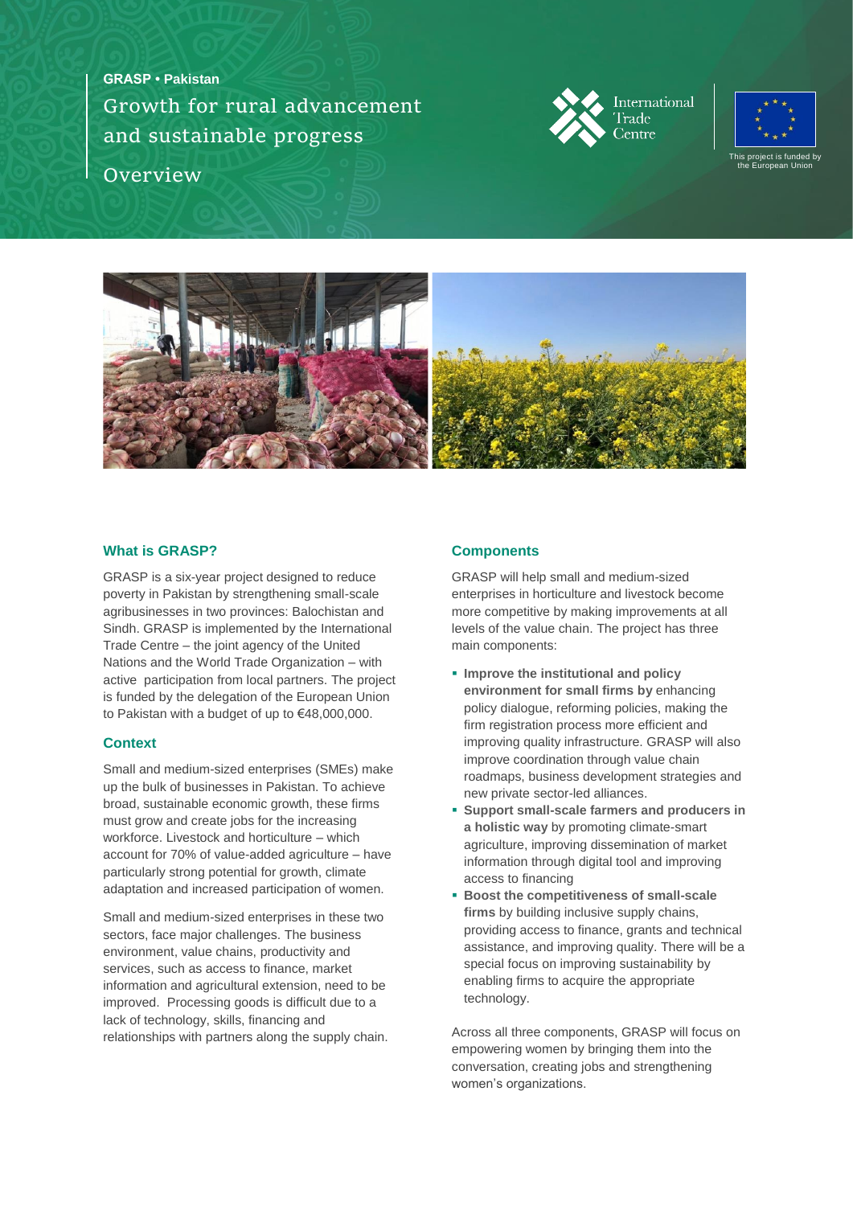**GRASP • Pakistan**

# Growth for rural advancement and sustainable progress

## Overview

This project is funded by the European Union

### What is GRASP?

GRASP is a six-year project designed to reduce poverty in Pakistan by strengthening small-scale agribusinesses in two provinces: Balochistan and Sindh. GRASP is implemented by the International Trade Centre – the joint agency of the United Nations and the World Trade Organization – with active participation from local partners. The project is funded by the delegation of the European Union to Pakistan with a budget of up to €48,000,000.

### Context

Small and medium-sized enterprises (SMEs) make up the bulk of businesses in Pakistan. To achieve broad, sustainable economic growth, these firms must grow and create jobs for the increasing workforce. Livestock and horticulture – which account for 70% of value-added agriculture – have particularly strong potential for growth, climate adaptation and increased participation of women.

Small and medium-sized enterprises in these two sectors, face major challenges. The business environment, value chains, productivity and services, such as access to finance, market information and agricultural extension, need to be improved. Processing goods is difficult due to a lack of technology, skills, financing and relationships with partners along the supply chain.

### Components

GRASP will help small and medium-sized enterprises in horticulture and livestock become more competitive by making improvements at all levels of the value chain. The project has three main components:

- **Improve the institutional and policy environment for small firms by** enhancing policy dialogue, reforming policies, making the firm registration process more efficient and improving quality infrastructure. GRASP will also improve coordination through value chain roadmaps, business development strategies and new private sector-led alliances.
- **Support small-scale farmers and producers in a holistic way** by promoting climate-smart agriculture, improving dissemination of market information through digital tool and improving access to financing
- **Boost the competitiveness of small-scale firms** by building inclusive supply chains, providing access to finance, grants and technical assistance, and improving quality. There will be a special focus on improving sustainability by enabling firms to acquire the appropriate technology.

Across all three components, GRASP will focus on empowering women by bringing them into the conversation, creating jobs and strengthening women's organizations.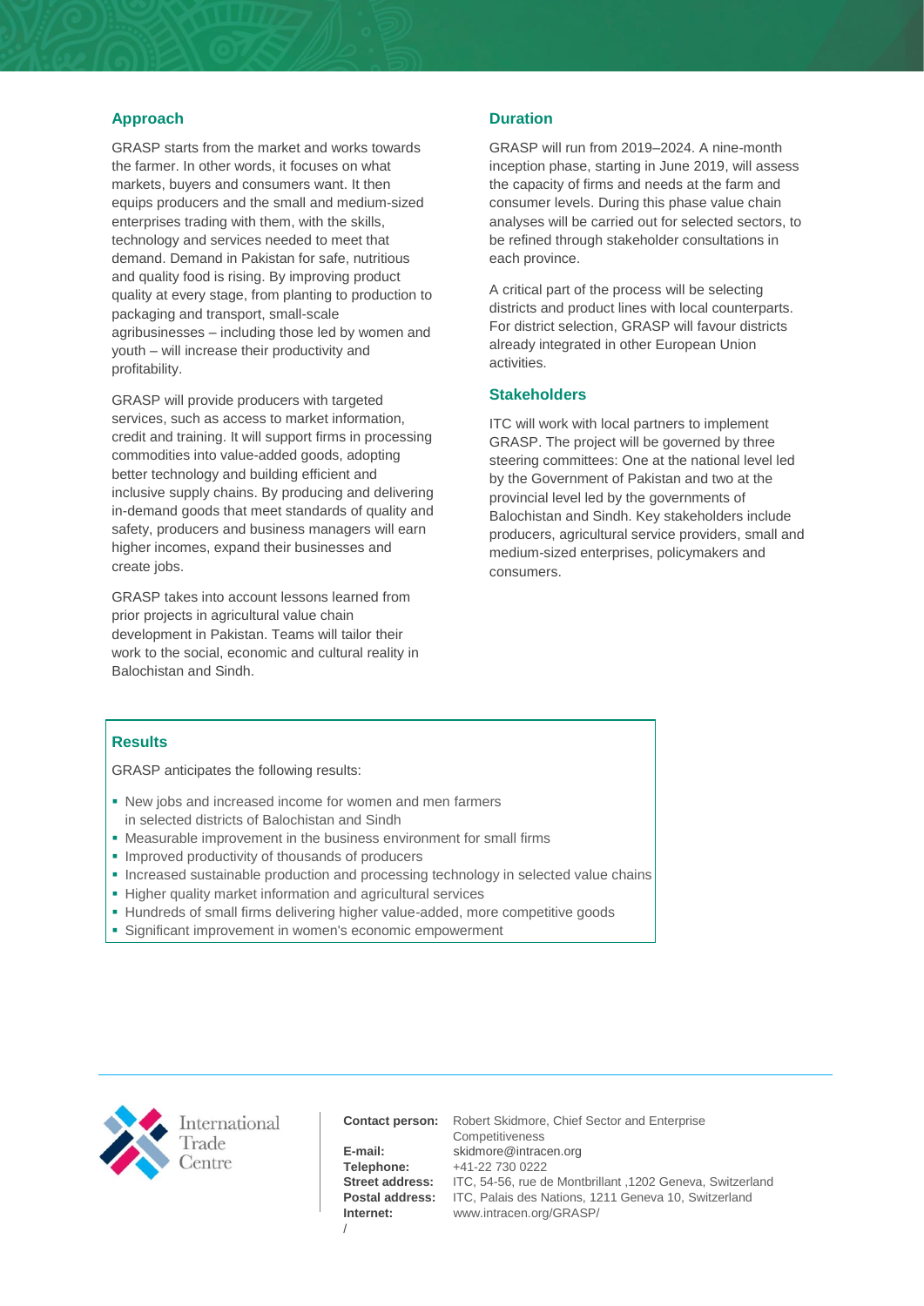## Approach

GRASP starts from the market and works towards the farmer. In other words, it focuses on what markets, buyers and consumers want. It then equips producers and the small and medium-sized enterprises trading with them, with the skills, technology and services needed to meet that demand. Demand in Pakistan for safe, nutritious and quality food is rising. By improving product quality at every stage, from planting to production to packaging and transport, small-scale agribusinesses – including those led by women and youth – will increase their productivity and profitability.

GRASP will provide producers with targeted services, such as access to market information, credit and training. It will support firms in processing commodities into value-added goods, adopting better technology and building efficient and inclusive supply chains. By producing and delivering in-demand goods that meet standards of quality and safety, producers and business managers will earn higher incomes, expand their businesses and create jobs.

GRASP takes into account lessons learned from prior projects in agricultural value chain development in Pakistan. Teams will tailor their work to the social, economic and cultural reality in Balochistan and Sindh.

## Duration

GRASP will run from 2019–2024. A nine-month inception phase, starting in June 2019, will assess the capacity of firms and needs at the farm and consumer levels. During this phase value chain analyses will be carried out for selected sectors, to be refined through stakeholder consultations in each province.

A critical part of the process will be selecting districts and product lines with local counterparts. For district selection, GRASP will favour districts already integrated in other European Union activities.

## Stakeholders

ITC will work with local partners to implement GRASP. The project will be governed by three steering committees: One at the national level led by the Government of Pakistan and two at the provincial level led by the governments of Balochistan and Sindh. Key stakeholders include producers, agricultural service providers, small and medium-sized enterprises, policymakers and consumers.

## Results

GRASP anticipates the following results:

- New jobs and increased income for women and men farmers in selected districts of Balochistan and Sindh
- Measurable improvement in the business environment for small firms
- Improved productivity of thousands of producers
- Increased sustainable production and processing technology in selected value chains
- Higher quality market information and agricultural services
- Hundreds of small firms delivering higher value-added, more competitive goods
- Significant improvement in women's economic empowerment

International Trade Centre

**Contact person:** Robert Skidmore, Chief Sector and Enterprise Competitiveness
**E-mail:** skidmore@intracen.org
**Telephone:** +41-22 730 0222
**Street address:** ITC, 54-56, rue de Montbrillant ,1202 Geneva, Switzerland
**Postal address:** ITC, Palais des Nations, 1211 Geneva 10, Switzerland
**Internet:** www.intracen.org/GRASP/
/